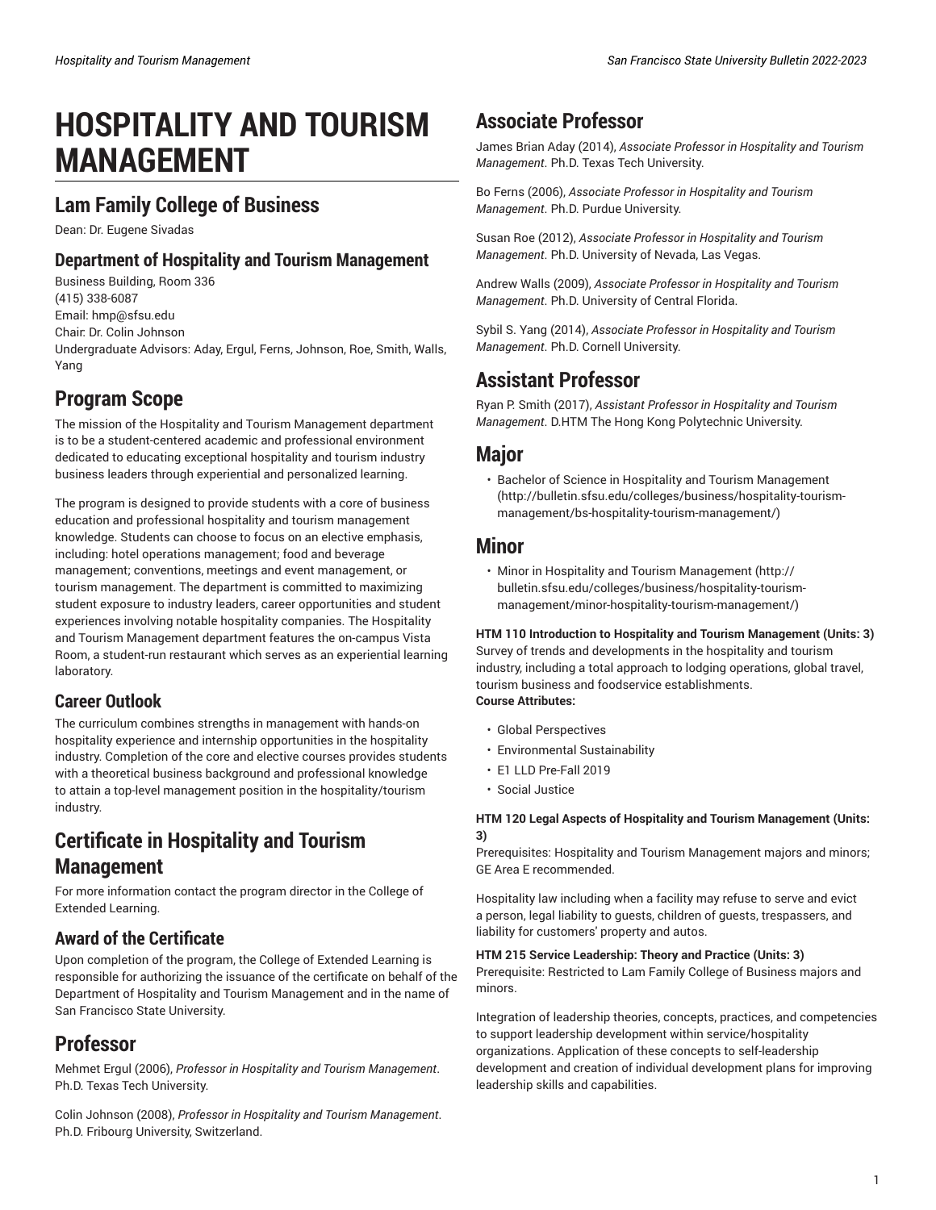# HOSPITALITY AND TOURISM MANAGEMENT

## Lam Family College of Business

Dean: Dr. Eugene Sivadas

### Department of Hospitality and Tourism Management

Business Building, Room 336
(415) 338-6087
Email: hmp@sfsu.edu
Chair: Dr. Colin Johnson
Undergraduate Advisors: Aday, Ergul, Ferns, Johnson, Roe, Smith, Walls, Yang

## Program Scope

The mission of the Hospitality and Tourism Management department is to be a student-centered academic and professional environment dedicated to educating exceptional hospitality and tourism industry business leaders through experiential and personalized learning.

The program is designed to provide students with a core of business education and professional hospitality and tourism management knowledge. Students can choose to focus on an elective emphasis, including: hotel operations management; food and beverage management; conventions, meetings and event management, or tourism management. The department is committed to maximizing student exposure to industry leaders, career opportunities and student experiences involving notable hospitality companies. The Hospitality and Tourism Management department features the on-campus Vista Room, a student-run restaurant which serves as an experiential learning laboratory.

### Career Outlook

The curriculum combines strengths in management with hands-on hospitality experience and internship opportunities in the hospitality industry. Completion of the core and elective courses provides students with a theoretical business background and professional knowledge to attain a top-level management position in the hospitality/tourism industry.

## Certificate in Hospitality and Tourism Management

For more information contact the program director in the College of Extended Learning.

### Award of the Certificate

Upon completion of the program, the College of Extended Learning is responsible for authorizing the issuance of the certificate on behalf of the Department of Hospitality and Tourism Management and in the name of San Francisco State University.

## Professor

Mehmet Ergul (2006), *Professor in Hospitality and Tourism Management*. Ph.D. Texas Tech University.

Colin Johnson (2008), *Professor in Hospitality and Tourism Management*. Ph.D. Fribourg University, Switzerland.

## Associate Professor

James Brian Aday (2014), *Associate Professor in Hospitality and Tourism Management*. Ph.D. Texas Tech University.

Bo Ferns (2006), *Associate Professor in Hospitality and Tourism Management*. Ph.D. Purdue University.

Susan Roe (2012), *Associate Professor in Hospitality and Tourism Management*. Ph.D. University of Nevada, Las Vegas.

Andrew Walls (2009), *Associate Professor in Hospitality and Tourism Management*. Ph.D. University of Central Florida.

Sybil S. Yang (2014), *Associate Professor in Hospitality and Tourism Management*. Ph.D. Cornell University.

## Assistant Professor

Ryan P. Smith (2017), *Assistant Professor in Hospitality and Tourism Management*. D.HTM The Hong Kong Polytechnic University.

## Major

- Bachelor of Science in Hospitality and Tourism Management (http://bulletin.sfsu.edu/colleges/business/hospitality-tourism-management/bs-hospitality-tourism-management/)

## Minor

- Minor in Hospitality and Tourism Management (http://bulletin.sfsu.edu/colleges/business/hospitality-tourism-management/minor-hospitality-tourism-management/)

**HTM 110 Introduction to Hospitality and Tourism Management (Units: 3)**
Survey of trends and developments in the hospitality and tourism industry, including a total approach to lodging operations, global travel, tourism business and foodservice establishments.
**Course Attributes:**

- Global Perspectives
- Environmental Sustainability
- E1 LLD Pre-Fall 2019
- Social Justice

**HTM 120 Legal Aspects of Hospitality and Tourism Management (Units: 3)**
Prerequisites: Hospitality and Tourism Management majors and minors; GE Area E recommended.

Hospitality law including when a facility may refuse to serve and evict a person, legal liability to guests, children of guests, trespassers, and liability for customers' property and autos.

**HTM 215 Service Leadership: Theory and Practice (Units: 3)**
Prerequisite: Restricted to Lam Family College of Business majors and minors.

Integration of leadership theories, concepts, practices, and competencies to support leadership development within service/hospitality organizations. Application of these concepts to self-leadership development and creation of individual development plans for improving leadership skills and capabilities.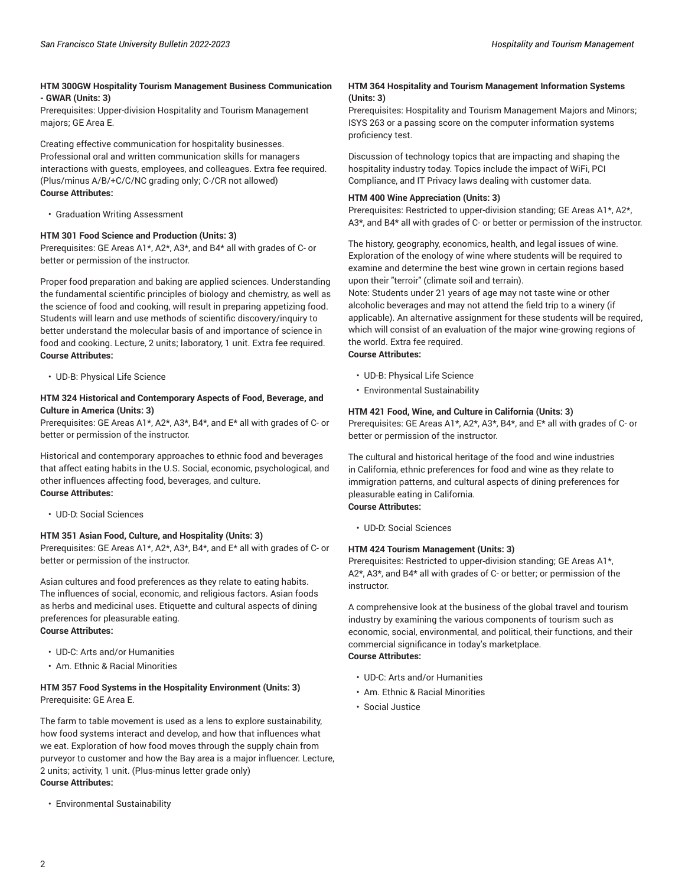**HTM 300GW Hospitality Tourism Management Business Communication - GWAR (Units: 3)**
Prerequisites: Upper-division Hospitality and Tourism Management majors; GE Area E.

Creating effective communication for hospitality businesses. Professional oral and written communication skills for managers interactions with guests, employees, and colleagues. Extra fee required. (Plus/minus A/B/+C/C/NC grading only; C-/CR not allowed)
**Course Attributes:**

- Graduation Writing Assessment

**HTM 301 Food Science and Production (Units: 3)**
Prerequisites: GE Areas A1*, A2*, A3*, and B4* all with grades of C- or better or permission of the instructor.

Proper food preparation and baking are applied sciences. Understanding the fundamental scientific principles of biology and chemistry, as well as the science of food and cooking, will result in preparing appetizing food. Students will learn and use methods of scientific discovery/inquiry to better understand the molecular basis of and importance of science in food and cooking. Lecture, 2 units; laboratory, 1 unit. Extra fee required.
**Course Attributes:**

- UD-B: Physical Life Science

**HTM 324 Historical and Contemporary Aspects of Food, Beverage, and Culture in America (Units: 3)**
Prerequisites: GE Areas A1*, A2*, A3*, B4*, and E* all with grades of C- or better or permission of the instructor.

Historical and contemporary approaches to ethnic food and beverages that affect eating habits in the U.S. Social, economic, psychological, and other influences affecting food, beverages, and culture.
**Course Attributes:**

- UD-D: Social Sciences

**HTM 351 Asian Food, Culture, and Hospitality (Units: 3)**
Prerequisites: GE Areas A1*, A2*, A3*, B4*, and E* all with grades of C- or better or permission of the instructor.

Asian cultures and food preferences as they relate to eating habits. The influences of social, economic, and religious factors. Asian foods as herbs and medicinal uses. Etiquette and cultural aspects of dining preferences for pleasurable eating.
**Course Attributes:**

- UD-C: Arts and/or Humanities
- Am. Ethnic & Racial Minorities

**HTM 357 Food Systems in the Hospitality Environment (Units: 3)**
Prerequisite: GE Area E.

The farm to table movement is used as a lens to explore sustainability, how food systems interact and develop, and how that influences what we eat. Exploration of how food moves through the supply chain from purveyor to customer and how the Bay area is a major influencer. Lecture, 2 units; activity, 1 unit. (Plus-minus letter grade only)
**Course Attributes:**

- Environmental Sustainability

**HTM 364 Hospitality and Tourism Management Information Systems (Units: 3)**
Prerequisites: Hospitality and Tourism Management Majors and Minors; ISYS 263 or a passing score on the computer information systems proficiency test.

Discussion of technology topics that are impacting and shaping the hospitality industry today. Topics include the impact of WiFi, PCI Compliance, and IT Privacy laws dealing with customer data.

**HTM 400 Wine Appreciation (Units: 3)**
Prerequisites: Restricted to upper-division standing; GE Areas A1*, A2*, A3*, and B4* all with grades of C- or better or permission of the instructor.

The history, geography, economics, health, and legal issues of wine. Exploration of the enology of wine where students will be required to examine and determine the best wine grown in certain regions based upon their "terroir" (climate soil and terrain).
Note: Students under 21 years of age may not taste wine or other alcoholic beverages and may not attend the field trip to a winery (if applicable). An alternative assignment for these students will be required, which will consist of an evaluation of the major wine-growing regions of the world. Extra fee required.
**Course Attributes:**

- UD-B: Physical Life Science
- Environmental Sustainability

**HTM 421 Food, Wine, and Culture in California (Units: 3)**
Prerequisites: GE Areas A1*, A2*, A3*, B4*, and E* all with grades of C- or better or permission of the instructor.

The cultural and historical heritage of the food and wine industries in California, ethnic preferences for food and wine as they relate to immigration patterns, and cultural aspects of dining preferences for pleasurable eating in California.
**Course Attributes:**

- UD-D: Social Sciences

**HTM 424 Tourism Management (Units: 3)**
Prerequisites: Restricted to upper-division standing; GE Areas A1*, A2*, A3*, and B4* all with grades of C- or better; or permission of the instructor.

A comprehensive look at the business of the global travel and tourism industry by examining the various components of tourism such as economic, social, environmental, and political, their functions, and their commercial significance in today's marketplace.
**Course Attributes:**

- UD-C: Arts and/or Humanities
- Am. Ethnic & Racial Minorities
- Social Justice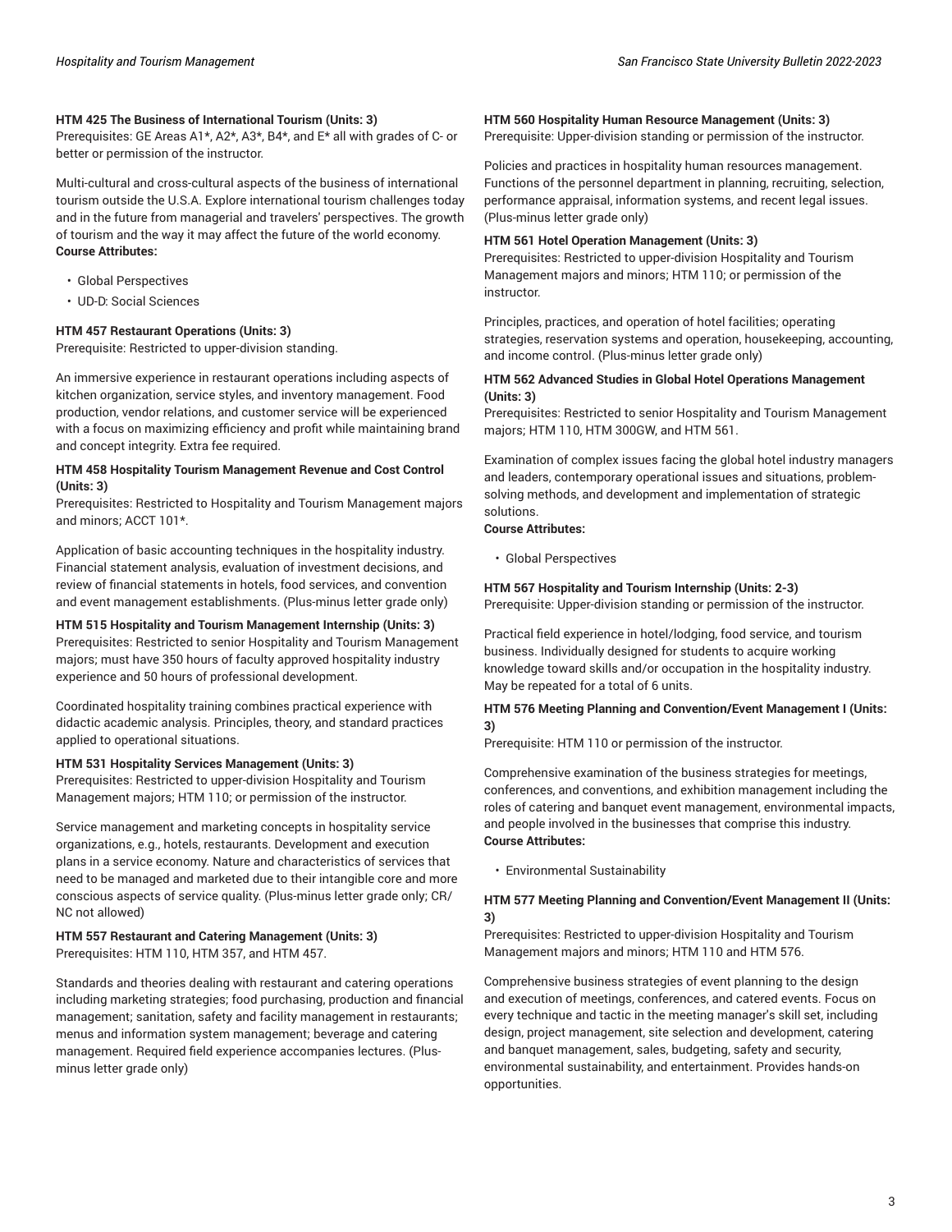**HTM 425 The Business of International Tourism (Units: 3)**
Prerequisites: GE Areas A1*, A2*, A3*, B4*, and E* all with grades of C- or better or permission of the instructor.

Multi-cultural and cross-cultural aspects of the business of international tourism outside the U.S.A. Explore international tourism challenges today and in the future from managerial and travelers' perspectives. The growth of tourism and the way it may affect the future of the world economy.
**Course Attributes:**

- Global Perspectives
- UD-D: Social Sciences

**HTM 457 Restaurant Operations (Units: 3)**
Prerequisite: Restricted to upper-division standing.

An immersive experience in restaurant operations including aspects of kitchen organization, service styles, and inventory management. Food production, vendor relations, and customer service will be experienced with a focus on maximizing efficiency and profit while maintaining brand and concept integrity. Extra fee required.

**HTM 458 Hospitality Tourism Management Revenue and Cost Control (Units: 3)**
Prerequisites: Restricted to Hospitality and Tourism Management majors and minors; ACCT 101*.

Application of basic accounting techniques in the hospitality industry. Financial statement analysis, evaluation of investment decisions, and review of financial statements in hotels, food services, and convention and event management establishments. (Plus-minus letter grade only)

**HTM 515 Hospitality and Tourism Management Internship (Units: 3)**
Prerequisites: Restricted to senior Hospitality and Tourism Management majors; must have 350 hours of faculty approved hospitality industry experience and 50 hours of professional development.

Coordinated hospitality training combines practical experience with didactic academic analysis. Principles, theory, and standard practices applied to operational situations.

**HTM 531 Hospitality Services Management (Units: 3)**
Prerequisites: Restricted to upper-division Hospitality and Tourism Management majors; HTM 110; or permission of the instructor.

Service management and marketing concepts in hospitality service organizations, e.g., hotels, restaurants. Development and execution plans in a service economy. Nature and characteristics of services that need to be managed and marketed due to their intangible core and more conscious aspects of service quality. (Plus-minus letter grade only; CR/NC not allowed)

**HTM 557 Restaurant and Catering Management (Units: 3)**
Prerequisites: HTM 110, HTM 357, and HTM 457.

Standards and theories dealing with restaurant and catering operations including marketing strategies; food purchasing, production and financial management; sanitation, safety and facility management in restaurants; menus and information system management; beverage and catering management. Required field experience accompanies lectures. (Plus-minus letter grade only)

**HTM 560 Hospitality Human Resource Management (Units: 3)**
Prerequisite: Upper-division standing or permission of the instructor.

Policies and practices in hospitality human resources management. Functions of the personnel department in planning, recruiting, selection, performance appraisal, information systems, and recent legal issues. (Plus-minus letter grade only)

**HTM 561 Hotel Operation Management (Units: 3)**
Prerequisites: Restricted to upper-division Hospitality and Tourism Management majors and minors; HTM 110; or permission of the instructor.

Principles, practices, and operation of hotel facilities; operating strategies, reservation systems and operation, housekeeping, accounting, and income control. (Plus-minus letter grade only)

**HTM 562 Advanced Studies in Global Hotel Operations Management (Units: 3)**
Prerequisites: Restricted to senior Hospitality and Tourism Management majors; HTM 110, HTM 300GW, and HTM 561.

Examination of complex issues facing the global hotel industry managers and leaders, contemporary operational issues and situations, problem-solving methods, and development and implementation of strategic solutions.
**Course Attributes:**

- Global Perspectives

**HTM 567 Hospitality and Tourism Internship (Units: 2-3)**
Prerequisite: Upper-division standing or permission of the instructor.

Practical field experience in hotel/lodging, food service, and tourism business. Individually designed for students to acquire working knowledge toward skills and/or occupation in the hospitality industry. May be repeated for a total of 6 units.

**HTM 576 Meeting Planning and Convention/Event Management I (Units: 3)**
Prerequisite: HTM 110 or permission of the instructor.

Comprehensive examination of the business strategies for meetings, conferences, and conventions, and exhibition management including the roles of catering and banquet event management, environmental impacts, and people involved in the businesses that comprise this industry.
**Course Attributes:**

- Environmental Sustainability

**HTM 577 Meeting Planning and Convention/Event Management II (Units: 3)**
Prerequisites: Restricted to upper-division Hospitality and Tourism Management majors and minors; HTM 110 and HTM 576.

Comprehensive business strategies of event planning to the design and execution of meetings, conferences, and catered events. Focus on every technique and tactic in the meeting manager's skill set, including design, project management, site selection and development, catering and banquet management, sales, budgeting, safety and security, environmental sustainability, and entertainment. Provides hands-on opportunities.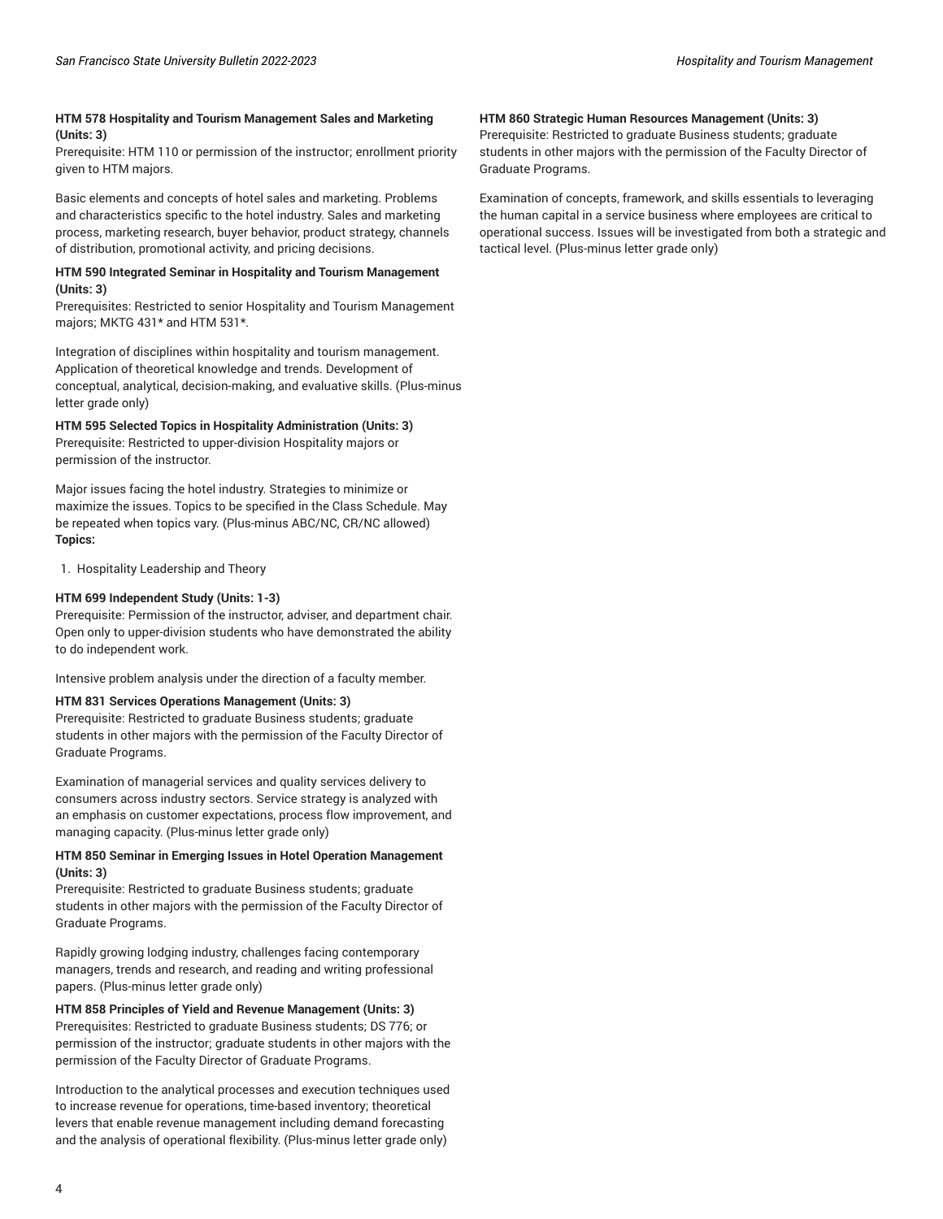**HTM 578 Hospitality and Tourism Management Sales and Marketing (Units: 3)**
Prerequisite: HTM 110 or permission of the instructor; enrollment priority given to HTM majors.

Basic elements and concepts of hotel sales and marketing. Problems and characteristics specific to the hotel industry. Sales and marketing process, marketing research, buyer behavior, product strategy, channels of distribution, promotional activity, and pricing decisions.

**HTM 590 Integrated Seminar in Hospitality and Tourism Management (Units: 3)**
Prerequisites: Restricted to senior Hospitality and Tourism Management majors; MKTG 431* and HTM 531*.

Integration of disciplines within hospitality and tourism management. Application of theoretical knowledge and trends. Development of conceptual, analytical, decision-making, and evaluative skills. (Plus-minus letter grade only)

**HTM 595 Selected Topics in Hospitality Administration (Units: 3)**
Prerequisite: Restricted to upper-division Hospitality majors or permission of the instructor.

Major issues facing the hotel industry. Strategies to minimize or maximize the issues. Topics to be specified in the Class Schedule. May be repeated when topics vary. (Plus-minus ABC/NC, CR/NC allowed)
**Topics:**

1. Hospitality Leadership and Theory

**HTM 699 Independent Study (Units: 1-3)**
Prerequisite: Permission of the instructor, adviser, and department chair. Open only to upper-division students who have demonstrated the ability to do independent work.

Intensive problem analysis under the direction of a faculty member.

**HTM 831 Services Operations Management (Units: 3)**
Prerequisite: Restricted to graduate Business students; graduate students in other majors with the permission of the Faculty Director of Graduate Programs.

Examination of managerial services and quality services delivery to consumers across industry sectors. Service strategy is analyzed with an emphasis on customer expectations, process flow improvement, and managing capacity. (Plus-minus letter grade only)

**HTM 850 Seminar in Emerging Issues in Hotel Operation Management (Units: 3)**
Prerequisite: Restricted to graduate Business students; graduate students in other majors with the permission of the Faculty Director of Graduate Programs.

Rapidly growing lodging industry, challenges facing contemporary managers, trends and research, and reading and writing professional papers. (Plus-minus letter grade only)

**HTM 858 Principles of Yield and Revenue Management (Units: 3)**
Prerequisites: Restricted to graduate Business students; DS 776; or permission of the instructor; graduate students in other majors with the permission of the Faculty Director of Graduate Programs.

Introduction to the analytical processes and execution techniques used to increase revenue for operations, time-based inventory; theoretical levers that enable revenue management including demand forecasting and the analysis of operational flexibility. (Plus-minus letter grade only)

**HTM 860 Strategic Human Resources Management (Units: 3)**
Prerequisite: Restricted to graduate Business students; graduate students in other majors with the permission of the Faculty Director of Graduate Programs.

Examination of concepts, framework, and skills essentials to leveraging the human capital in a service business where employees are critical to operational success. Issues will be investigated from both a strategic and tactical level. (Plus-minus letter grade only)